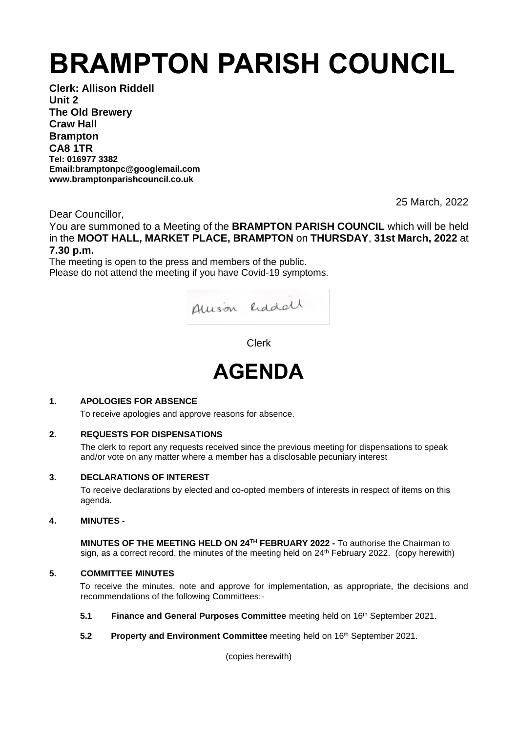# BRAMPTON PARISH COUNCIL

**Clerk: Allison Riddell**
**Unit 2**
**The Old Brewery**
**Craw Hall**
**Brampton**
**CA8 1TR**
**Tel: 016977 3382**
**Email:bramptonpc@googlemail.com**
**www.bramptonparishcouncil.co.uk**

25 March, 2022

Dear Councillor,

You are summoned to a Meeting of the **BRAMPTON PARISH COUNCIL** which will be held in the **MOOT HALL, MARKET PLACE, BRAMPTON** on **THURSDAY**, **31st March, 2022** at **7.30 p.m.**

The meeting is open to the press and members of the public.
Please do not attend the meeting if you have Covid-19 symptoms.

Allison Riddell

Clerk

# AGENDA

**1. APOLOGIES FOR ABSENCE**

To receive apologies and approve reasons for absence.

**2. REQUESTS FOR DISPENSATIONS**

The clerk to report any requests received since the previous meeting for dispensations to speak and/or vote on any matter where a member has a disclosable pecuniary interest

**3. DECLARATIONS OF INTEREST**

To receive declarations by elected and co-opted members of interests in respect of items on this agenda.

**4. MINUTES -**

**MINUTES OF THE MEETING HELD ON 24TH FEBRUARY 2022 -** To authorise the Chairman to sign, as a correct record, the minutes of the meeting held on 24th February 2022. (copy herewith)

**5. COMMITTEE MINUTES**

To receive the minutes, note and approve for implementation, as appropriate, the decisions and recommendations of the following Committees:-

**5.1 Finance and General Purposes Committee** meeting held on 16th September 2021.

**5.2 Property and Environment Committee** meeting held on 16th September 2021.

(copies herewith)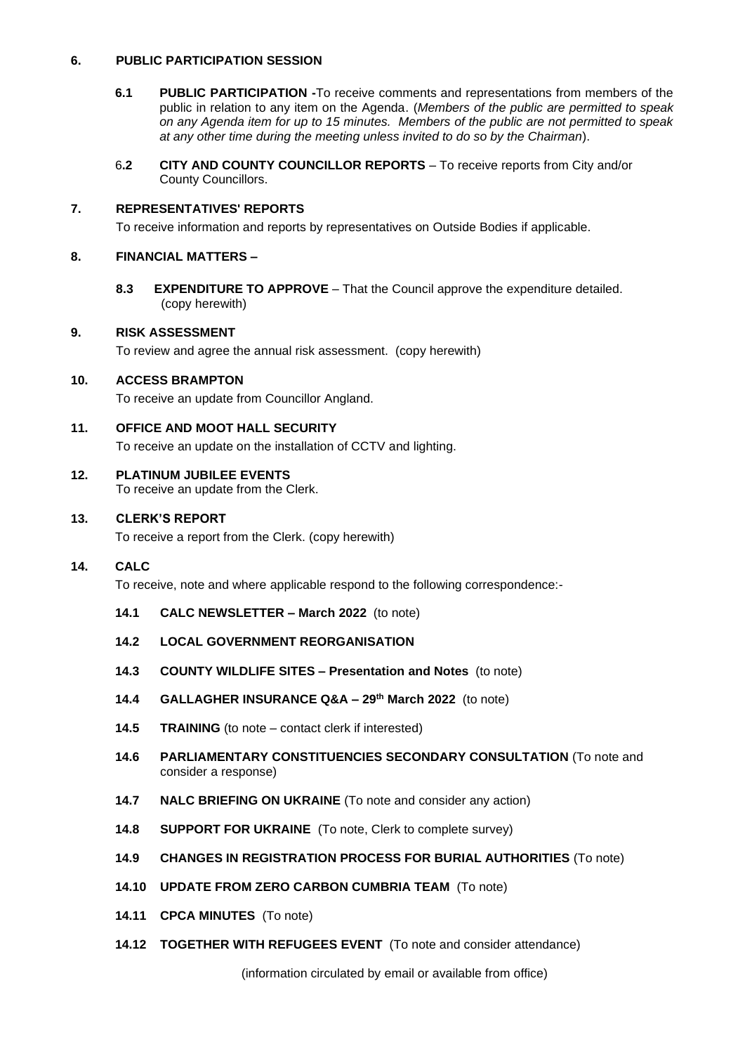## 6. PUBLIC PARTICIPATION SESSION

**6.1 PUBLIC PARTICIPATION -** To receive comments and representations from members of the public in relation to any item on the Agenda. (*Members of the public are permitted to speak on any Agenda item for up to 15 minutes. Members of the public are not permitted to speak at any other time during the meeting unless invited to do so by the Chairman*).

**6.2 CITY AND COUNTY COUNCILLOR REPORTS** – To receive reports from City and/or County Councillors.

## 7. REPRESENTATIVES' REPORTS

To receive information and reports by representatives on Outside Bodies if applicable.

## 8. FINANCIAL MATTERS –

**8.3 EXPENDITURE TO APPROVE** – That the Council approve the expenditure detailed. (copy herewith)

## 9. RISK ASSESSMENT

To review and agree the annual risk assessment. (copy herewith)

## 10. ACCESS BRAMPTON

To receive an update from Councillor Angland.

## 11. OFFICE AND MOOT HALL SECURITY

To receive an update on the installation of CCTV and lighting.

## 12. PLATINUM JUBILEE EVENTS

To receive an update from the Clerk.

## 13. CLERK'S REPORT

To receive a report from the Clerk. (copy herewith)

## 14. CALC

To receive, note and where applicable respond to the following correspondence:-

**14.1 CALC NEWSLETTER – March 2022** (to note)

**14.2 LOCAL GOVERNMENT REORGANISATION**

**14.3 COUNTY WILDLIFE SITES – Presentation and Notes** (to note)

**14.4 GALLAGHER INSURANCE Q&A – 29th March 2022** (to note)

**14.5 TRAINING** (to note – contact clerk if interested)

**14.6 PARLIAMENTARY CONSTITUENCIES SECONDARY CONSULTATION** (To note and consider a response)

**14.7 NALC BRIEFING ON UKRAINE** (To note and consider any action)

**14.8 SUPPORT FOR UKRAINE** (To note, Clerk to complete survey)

**14.9 CHANGES IN REGISTRATION PROCESS FOR BURIAL AUTHORITIES** (To note)

**14.10 UPDATE FROM ZERO CARBON CUMBRIA TEAM** (To note)

**14.11 CPCA MINUTES** (To note)

**14.12 TOGETHER WITH REFUGEES EVENT** (To note and consider attendance)

(information circulated by email or available from office)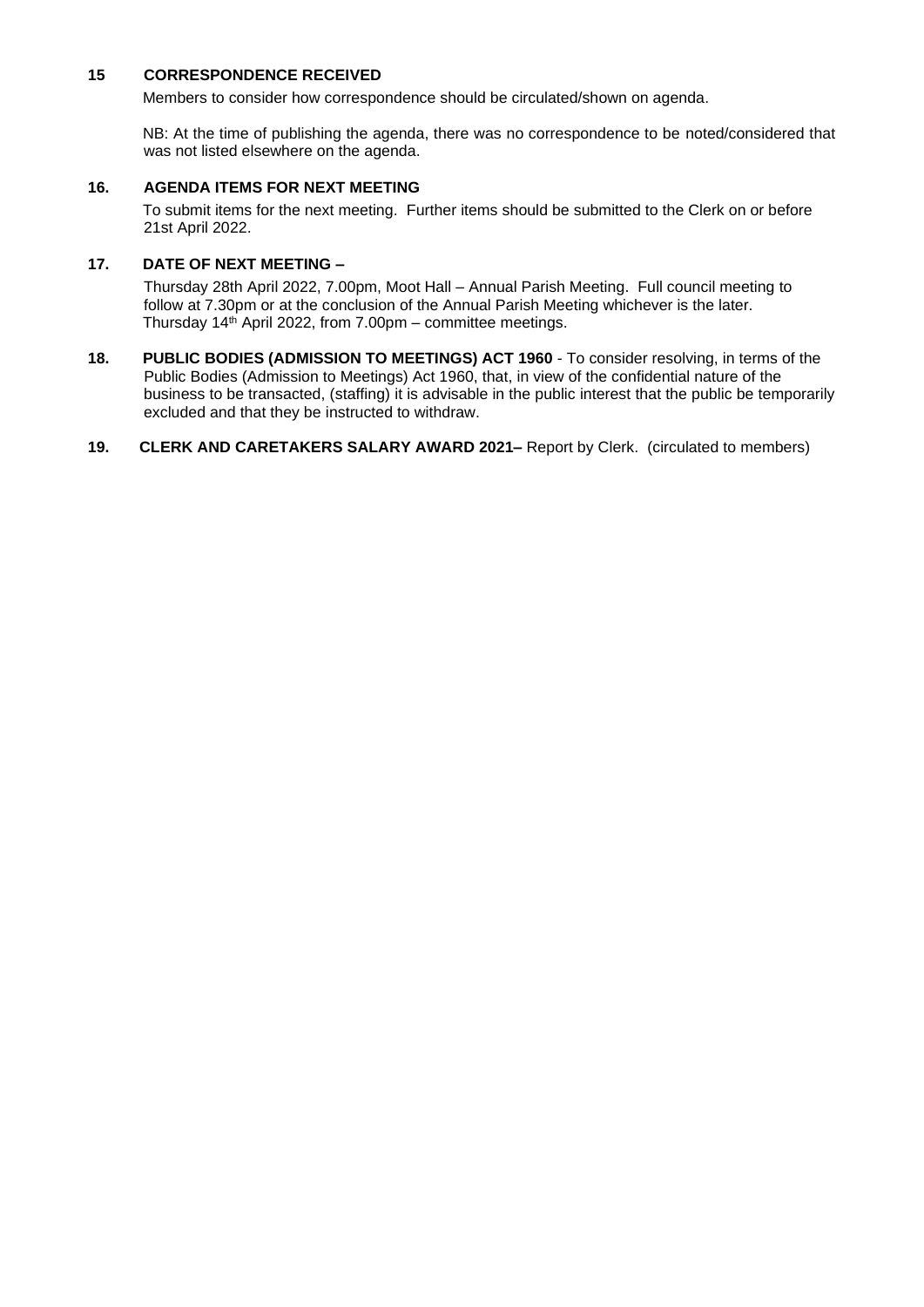**15 CORRESPONDENCE RECEIVED**

Members to consider how correspondence should be circulated/shown on agenda.

NB: At the time of publishing the agenda, there was no correspondence to be noted/considered that was not listed elsewhere on the agenda.

**16. AGENDA ITEMS FOR NEXT MEETING**

To submit items for the next meeting. Further items should be submitted to the Clerk on or before 21st April 2022.

**17. DATE OF NEXT MEETING –**

Thursday 28th April 2022, 7.00pm, Moot Hall – Annual Parish Meeting. Full council meeting to follow at 7.30pm or at the conclusion of the Annual Parish Meeting whichever is the later.
Thursday 14th April 2022, from 7.00pm – committee meetings.

**18. PUBLIC BODIES (ADMISSION TO MEETINGS) ACT 1960** - To consider resolving, in terms of the Public Bodies (Admission to Meetings) Act 1960, that, in view of the confidential nature of the business to be transacted, (staffing) it is advisable in the public interest that the public be temporarily excluded and that they be instructed to withdraw.

**19. CLERK AND CARETAKERS SALARY AWARD 2021–** Report by Clerk. (circulated to members)